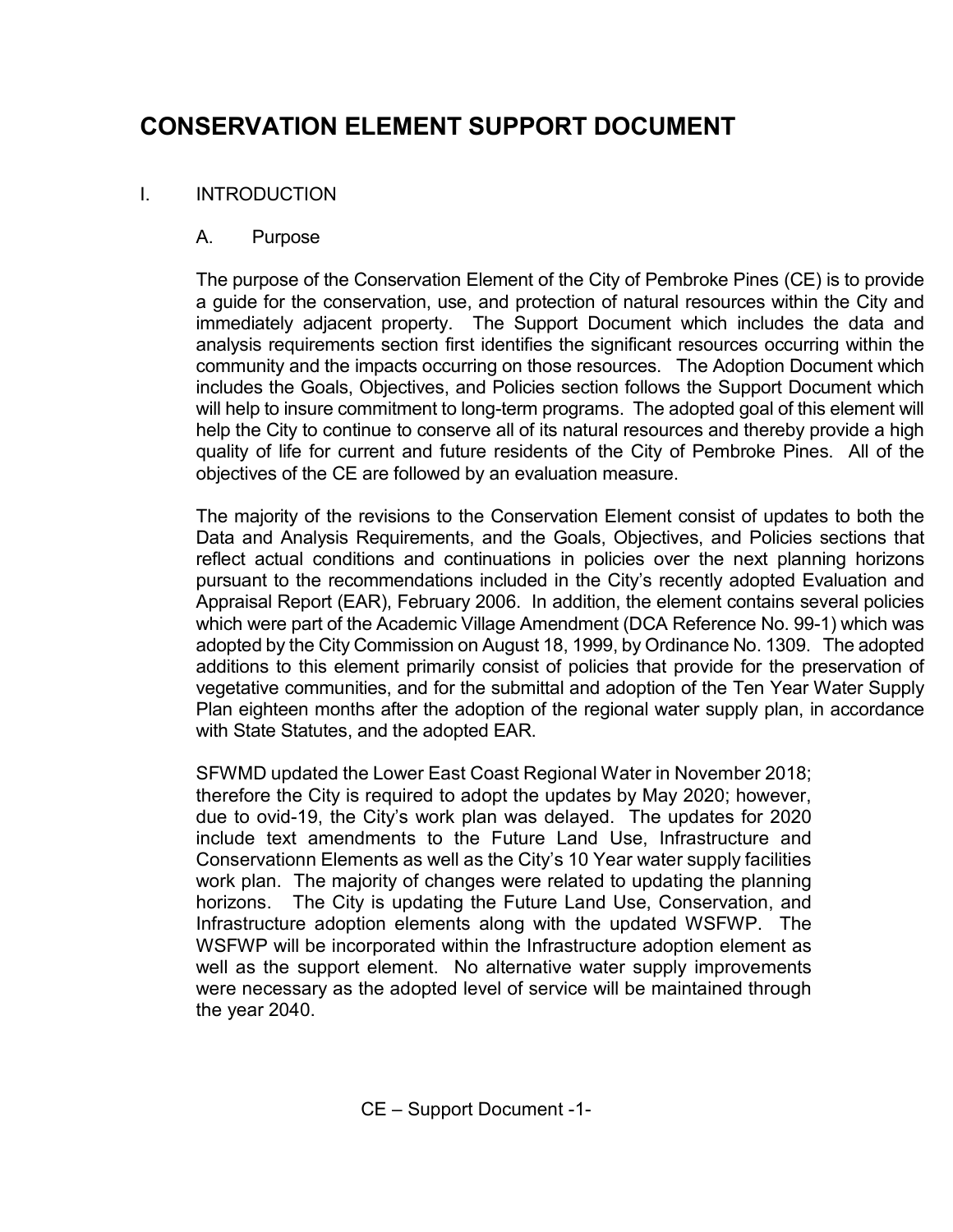# CONSERVATION ELEMENT SUPPORT DOCUMENT

## I. INTRODUCTION

### A. Purpose

The purpose of the Conservation Element of the City of Pembroke Pines (CE) is to provide a guide for the conservation, use, and protection of natural resources within the City and immediately adjacent property. The Support Document which includes the data and analysis requirements section first identifies the significant resources occurring within the community and the impacts occurring on those resources. The Adoption Document which includes the Goals, Objectives, and Policies section follows the Support Document which will help to insure commitment to long-term programs. The adopted goal of this element will help the City to continue to conserve all of its natural resources and thereby provide a high quality of life for current and future residents of the City of Pembroke Pines. All of the objectives of the CE are followed by an evaluation measure.

The majority of the revisions to the Conservation Element consist of updates to both the Data and Analysis Requirements, and the Goals, Objectives, and Policies sections that reflect actual conditions and continuations in policies over the next planning horizons pursuant to the recommendations included in the City's recently adopted Evaluation and Appraisal Report (EAR), February 2006. In addition, the element contains several policies which were part of the Academic Village Amendment (DCA Reference No. 99-1) which was adopted by the City Commission on August 18, 1999, by Ordinance No. 1309. The adopted additions to this element primarily consist of policies that provide for the preservation of vegetative communities, and for the submittal and adoption of the Ten Year Water Supply Plan eighteen months after the adoption of the regional water supply plan, in accordance with State Statutes, and the adopted EAR.

SFWMD updated the Lower East Coast Regional Water in November 2018; therefore the City is required to adopt the updates by May 2020; however, due to ovid-19, the City's work plan was delayed. The updates for 2020 include text amendments to the Future Land Use, Infrastructure and Conservationn Elements as well as the City's 10 Year water supply facilities work plan. The majority of changes were related to updating the planning horizons. The City is updating the Future Land Use, Conservation, and Infrastructure adoption elements along with the updated WSFWP. The WSFWP will be incorporated within the Infrastructure adoption element as well as the support element. No alternative water supply improvements were necessary as the adopted level of service will be maintained through the year 2040.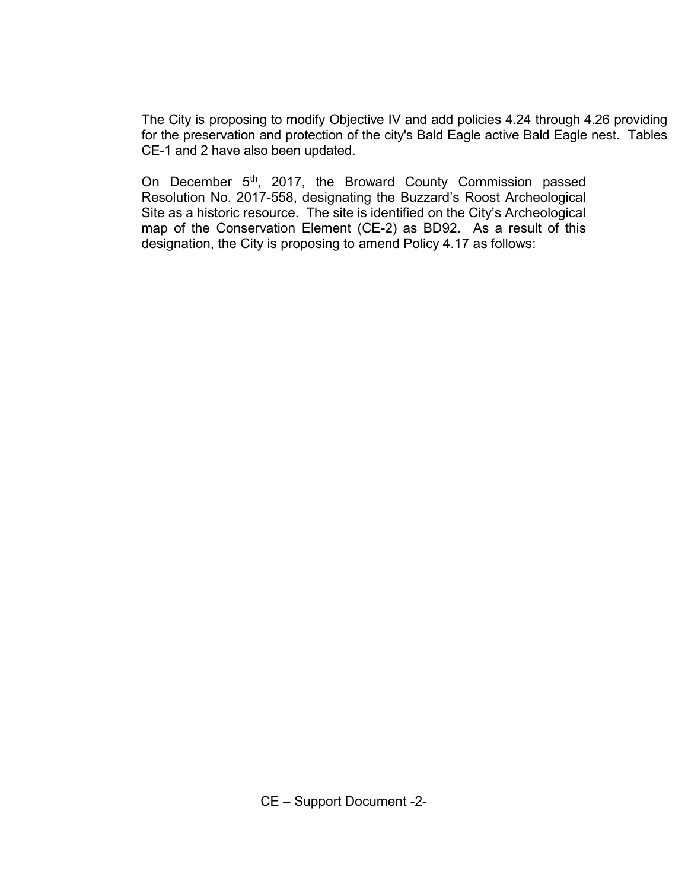The City is proposing to modify Objective IV and add policies 4.24 through 4.26 providing for the preservation and protection of the city's Bald Eagle active Bald Eagle nest. Tables CE-1 and 2 have also been updated.

On December 5th, 2017, the Broward County Commission passed Resolution No. 2017-558, designating the Buzzard's Roost Archeological Site as a historic resource. The site is identified on the City's Archeological map of the Conservation Element (CE-2) as BD92. As a result of this designation, the City is proposing to amend Policy 4.17 as follows: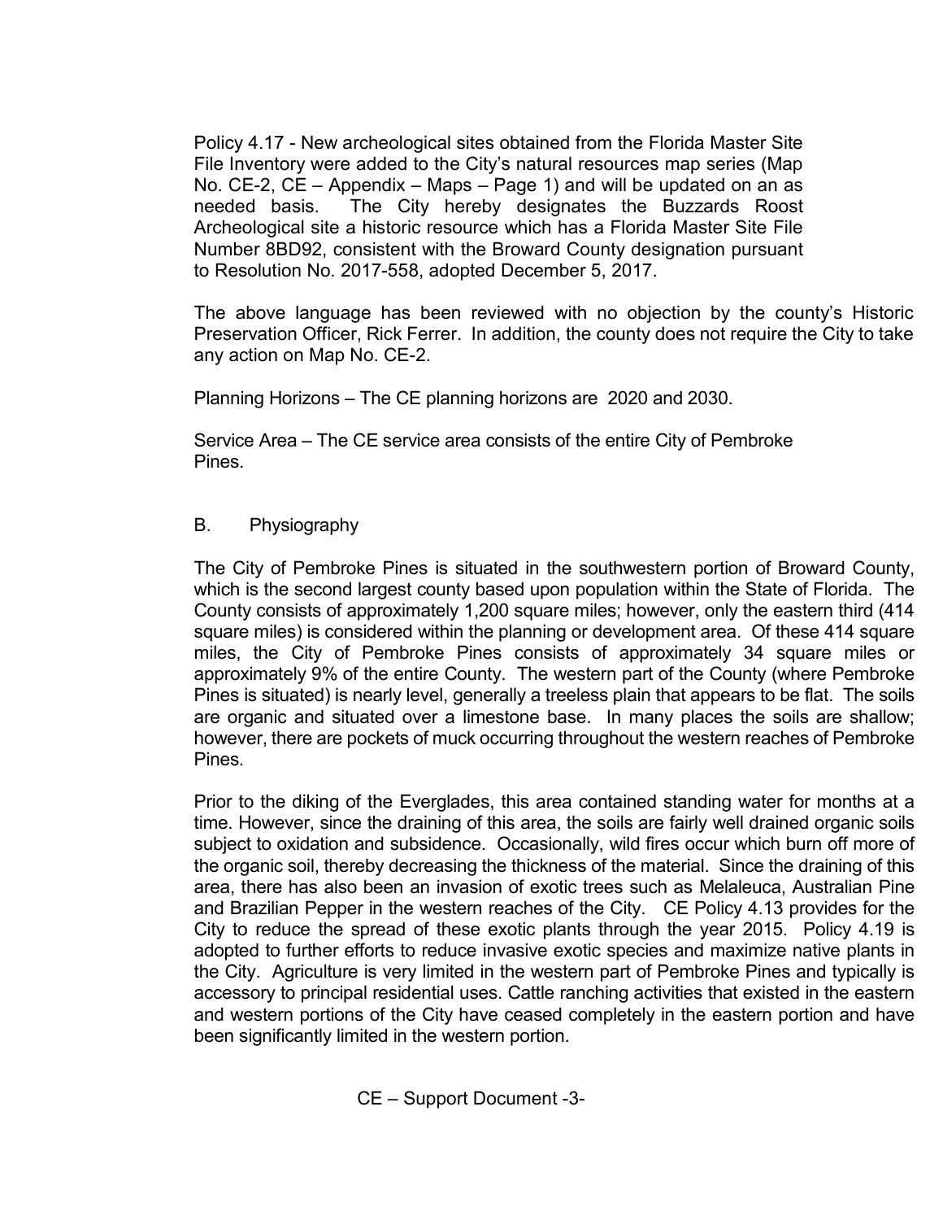Policy 4.17 - New archeological sites obtained from the Florida Master Site File Inventory were added to the City's natural resources map series (Map No. CE-2, CE – Appendix – Maps – Page 1) and will be updated on an as needed basis. The City hereby designates the Buzzards Roost Archeological site a historic resource which has a Florida Master Site File Number 8BD92, consistent with the Broward County designation pursuant to Resolution No. 2017-558, adopted December 5, 2017.

The above language has been reviewed with no objection by the county's Historic Preservation Officer, Rick Ferrer. In addition, the county does not require the City to take any action on Map No. CE-2.

Planning Horizons – The CE planning horizons are 2020 and 2030.

Service Area – The CE service area consists of the entire City of Pembroke Pines.

## B. Physiography

The City of Pembroke Pines is situated in the southwestern portion of Broward County, which is the second largest county based upon population within the State of Florida. The County consists of approximately 1,200 square miles; however, only the eastern third (414 square miles) is considered within the planning or development area. Of these 414 square miles, the City of Pembroke Pines consists of approximately 34 square miles or approximately 9% of the entire County. The western part of the County (where Pembroke Pines is situated) is nearly level, generally a treeless plain that appears to be flat. The soils are organic and situated over a limestone base. In many places the soils are shallow; however, there are pockets of muck occurring throughout the western reaches of Pembroke Pines.

Prior to the diking of the Everglades, this area contained standing water for months at a time. However, since the draining of this area, the soils are fairly well drained organic soils subject to oxidation and subsidence. Occasionally, wild fires occur which burn off more of the organic soil, thereby decreasing the thickness of the material. Since the draining of this area, there has also been an invasion of exotic trees such as Melaleuca, Australian Pine and Brazilian Pepper in the western reaches of the City. CE Policy 4.13 provides for the City to reduce the spread of these exotic plants through the year 2015. Policy 4.19 is adopted to further efforts to reduce invasive exotic species and maximize native plants in the City. Agriculture is very limited in the western part of Pembroke Pines and typically is accessory to principal residential uses. Cattle ranching activities that existed in the eastern and western portions of the City have ceased completely in the eastern portion and have been significantly limited in the western portion.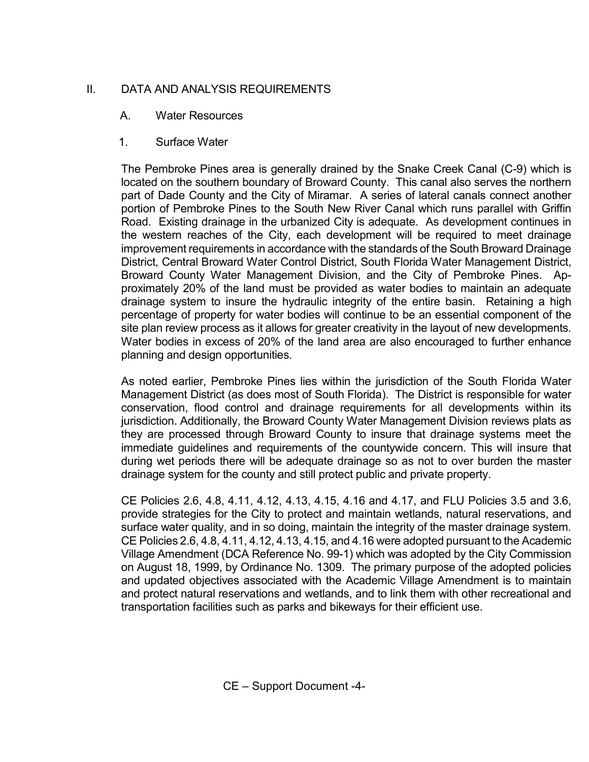## II. DATA AND ANALYSIS REQUIREMENTS

### A. Water Resources

#### 1. Surface Water

The Pembroke Pines area is generally drained by the Snake Creek Canal (C-9) which is located on the southern boundary of Broward County. This canal also serves the northern part of Dade County and the City of Miramar. A series of lateral canals connect another portion of Pembroke Pines to the South New River Canal which runs parallel with Griffin Road. Existing drainage in the urbanized City is adequate. As development continues in the western reaches of the City, each development will be required to meet drainage improvement requirements in accordance with the standards of the South Broward Drainage District, Central Broward Water Control District, South Florida Water Management District, Broward County Water Management Division, and the City of Pembroke Pines. Approximately 20% of the land must be provided as water bodies to maintain an adequate drainage system to insure the hydraulic integrity of the entire basin. Retaining a high percentage of property for water bodies will continue to be an essential component of the site plan review process as it allows for greater creativity in the layout of new developments. Water bodies in excess of 20% of the land area are also encouraged to further enhance planning and design opportunities.

As noted earlier, Pembroke Pines lies within the jurisdiction of the South Florida Water Management District (as does most of South Florida). The District is responsible for water conservation, flood control and drainage requirements for all developments within its jurisdiction. Additionally, the Broward County Water Management Division reviews plats as they are processed through Broward County to insure that drainage systems meet the immediate guidelines and requirements of the countywide concern. This will insure that during wet periods there will be adequate drainage so as not to over burden the master drainage system for the county and still protect public and private property.

CE Policies 2.6, 4.8, 4.11, 4.12, 4.13, 4.15, 4.16 and 4.17, and FLU Policies 3.5 and 3.6, provide strategies for the City to protect and maintain wetlands, natural reservations, and surface water quality, and in so doing, maintain the integrity of the master drainage system. CE Policies 2.6, 4.8, 4.11, 4.12, 4.13, 4.15, and 4.16 were adopted pursuant to the Academic Village Amendment (DCA Reference No. 99-1) which was adopted by the City Commission on August 18, 1999, by Ordinance No. 1309. The primary purpose of the adopted policies and updated objectives associated with the Academic Village Amendment is to maintain and protect natural reservations and wetlands, and to link them with other recreational and transportation facilities such as parks and bikeways for their efficient use.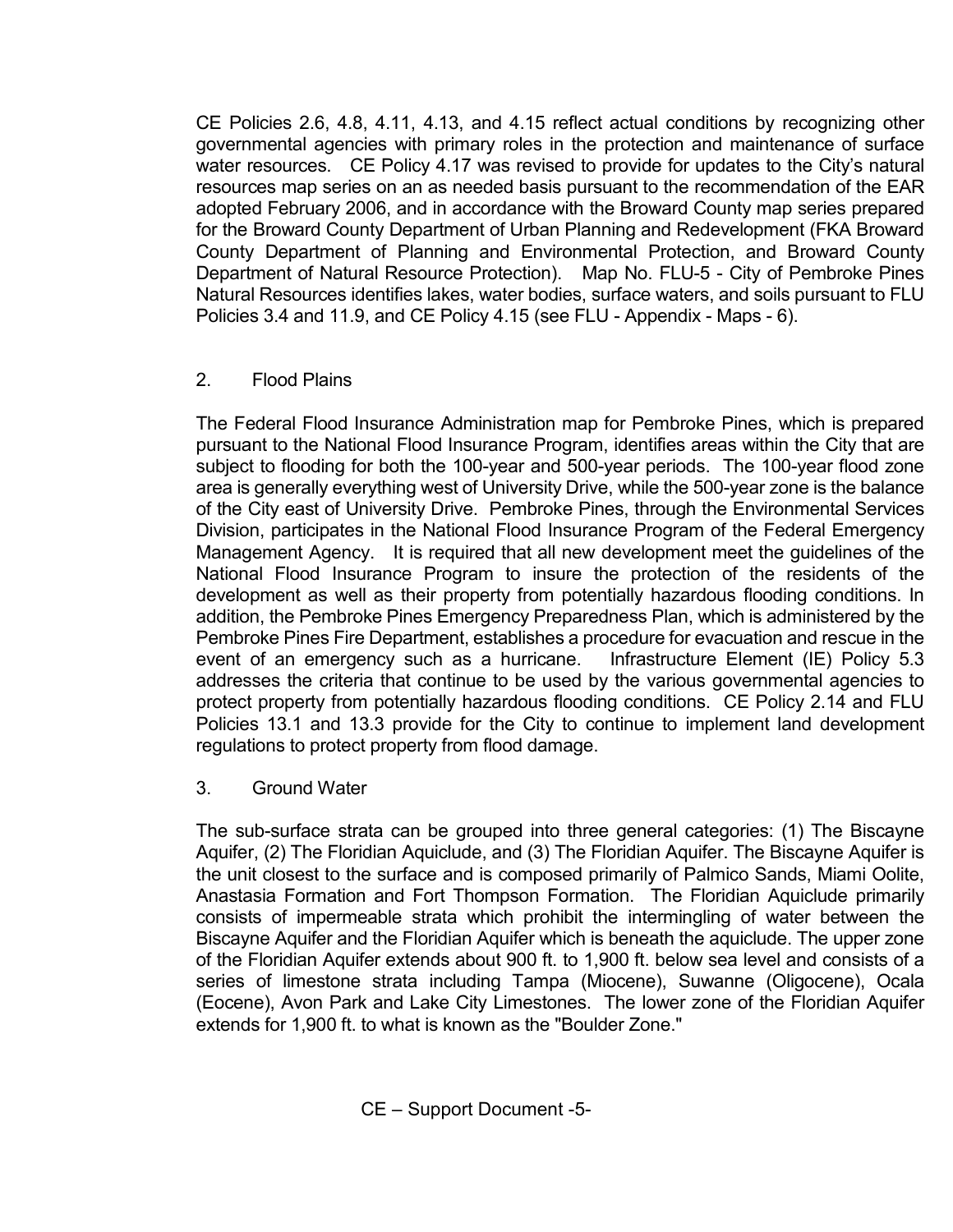CE Policies 2.6, 4.8, 4.11, 4.13, and 4.15 reflect actual conditions by recognizing other governmental agencies with primary roles in the protection and maintenance of surface water resources. CE Policy 4.17 was revised to provide for updates to the City's natural resources map series on an as needed basis pursuant to the recommendation of the EAR adopted February 2006, and in accordance with the Broward County map series prepared for the Broward County Department of Urban Planning and Redevelopment (FKA Broward County Department of Planning and Environmental Protection, and Broward County Department of Natural Resource Protection). Map No. FLU-5 - City of Pembroke Pines Natural Resources identifies lakes, water bodies, surface waters, and soils pursuant to FLU Policies 3.4 and 11.9, and CE Policy 4.15 (see FLU - Appendix - Maps - 6).

## 2. Flood Plains

The Federal Flood Insurance Administration map for Pembroke Pines, which is prepared pursuant to the National Flood Insurance Program, identifies areas within the City that are subject to flooding for both the 100-year and 500-year periods. The 100-year flood zone area is generally everything west of University Drive, while the 500-year zone is the balance of the City east of University Drive. Pembroke Pines, through the Environmental Services Division, participates in the National Flood Insurance Program of the Federal Emergency Management Agency. It is required that all new development meet the guidelines of the National Flood Insurance Program to insure the protection of the residents of the development as well as their property from potentially hazardous flooding conditions. In addition, the Pembroke Pines Emergency Preparedness Plan, which is administered by the Pembroke Pines Fire Department, establishes a procedure for evacuation and rescue in the event of an emergency such as a hurricane. Infrastructure Element (IE) Policy 5.3 addresses the criteria that continue to be used by the various governmental agencies to protect property from potentially hazardous flooding conditions. CE Policy 2.14 and FLU Policies 13.1 and 13.3 provide for the City to continue to implement land development regulations to protect property from flood damage.

## 3. Ground Water

The sub-surface strata can be grouped into three general categories: (1) The Biscayne Aquifer, (2) The Floridian Aquiclude, and (3) The Floridian Aquifer. The Biscayne Aquifer is the unit closest to the surface and is composed primarily of Palmico Sands, Miami Oolite, Anastasia Formation and Fort Thompson Formation. The Floridian Aquiclude primarily consists of impermeable strata which prohibit the intermingling of water between the Biscayne Aquifer and the Floridian Aquifer which is beneath the aquiclude. The upper zone of the Floridian Aquifer extends about 900 ft. to 1,900 ft. below sea level and consists of a series of limestone strata including Tampa (Miocene), Suwanne (Oligocene), Ocala (Eocene), Avon Park and Lake City Limestones. The lower zone of the Floridian Aquifer extends for 1,900 ft. to what is known as the "Boulder Zone."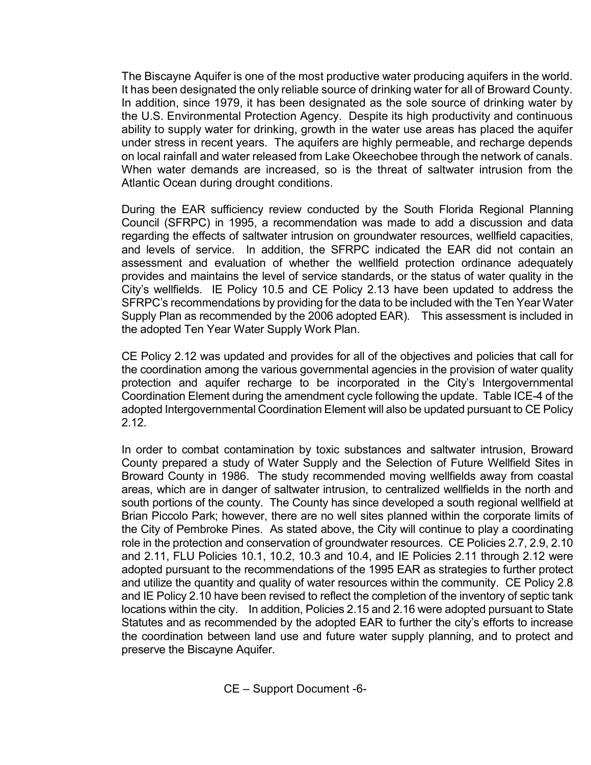The Biscayne Aquifer is one of the most productive water producing aquifers in the world. It has been designated the only reliable source of drinking water for all of Broward County. In addition, since 1979, it has been designated as the sole source of drinking water by the U.S. Environmental Protection Agency. Despite its high productivity and continuous ability to supply water for drinking, growth in the water use areas has placed the aquifer under stress in recent years. The aquifers are highly permeable, and recharge depends on local rainfall and water released from Lake Okeechobee through the network of canals. When water demands are increased, so is the threat of saltwater intrusion from the Atlantic Ocean during drought conditions.

During the EAR sufficiency review conducted by the South Florida Regional Planning Council (SFRPC) in 1995, a recommendation was made to add a discussion and data regarding the effects of saltwater intrusion on groundwater resources, wellfield capacities, and levels of service. In addition, the SFRPC indicated the EAR did not contain an assessment and evaluation of whether the wellfield protection ordinance adequately provides and maintains the level of service standards, or the status of water quality in the City's wellfields. IE Policy 10.5 and CE Policy 2.13 have been updated to address the SFRPC's recommendations by providing for the data to be included with the Ten Year Water Supply Plan as recommended by the 2006 adopted EAR). This assessment is included in the adopted Ten Year Water Supply Work Plan.

CE Policy 2.12 was updated and provides for all of the objectives and policies that call for the coordination among the various governmental agencies in the provision of water quality protection and aquifer recharge to be incorporated in the City's Intergovernmental Coordination Element during the amendment cycle following the update. Table ICE-4 of the adopted Intergovernmental Coordination Element will also be updated pursuant to CE Policy 2.12.

In order to combat contamination by toxic substances and saltwater intrusion, Broward County prepared a study of Water Supply and the Selection of Future Wellfield Sites in Broward County in 1986. The study recommended moving wellfields away from coastal areas, which are in danger of saltwater intrusion, to centralized wellfields in the north and south portions of the county. The County has since developed a south regional wellfield at Brian Piccolo Park; however, there are no well sites planned within the corporate limits of the City of Pembroke Pines. As stated above, the City will continue to play a coordinating role in the protection and conservation of groundwater resources. CE Policies 2.7, 2.9, 2.10 and 2.11, FLU Policies 10.1, 10.2, 10.3 and 10.4, and IE Policies 2.11 through 2.12 were adopted pursuant to the recommendations of the 1995 EAR as strategies to further protect and utilize the quantity and quality of water resources within the community. CE Policy 2.8 and IE Policy 2.10 have been revised to reflect the completion of the inventory of septic tank locations within the city. In addition, Policies 2.15 and 2.16 were adopted pursuant to State Statutes and as recommended by the adopted EAR to further the city's efforts to increase the coordination between land use and future water supply planning, and to protect and preserve the Biscayne Aquifer.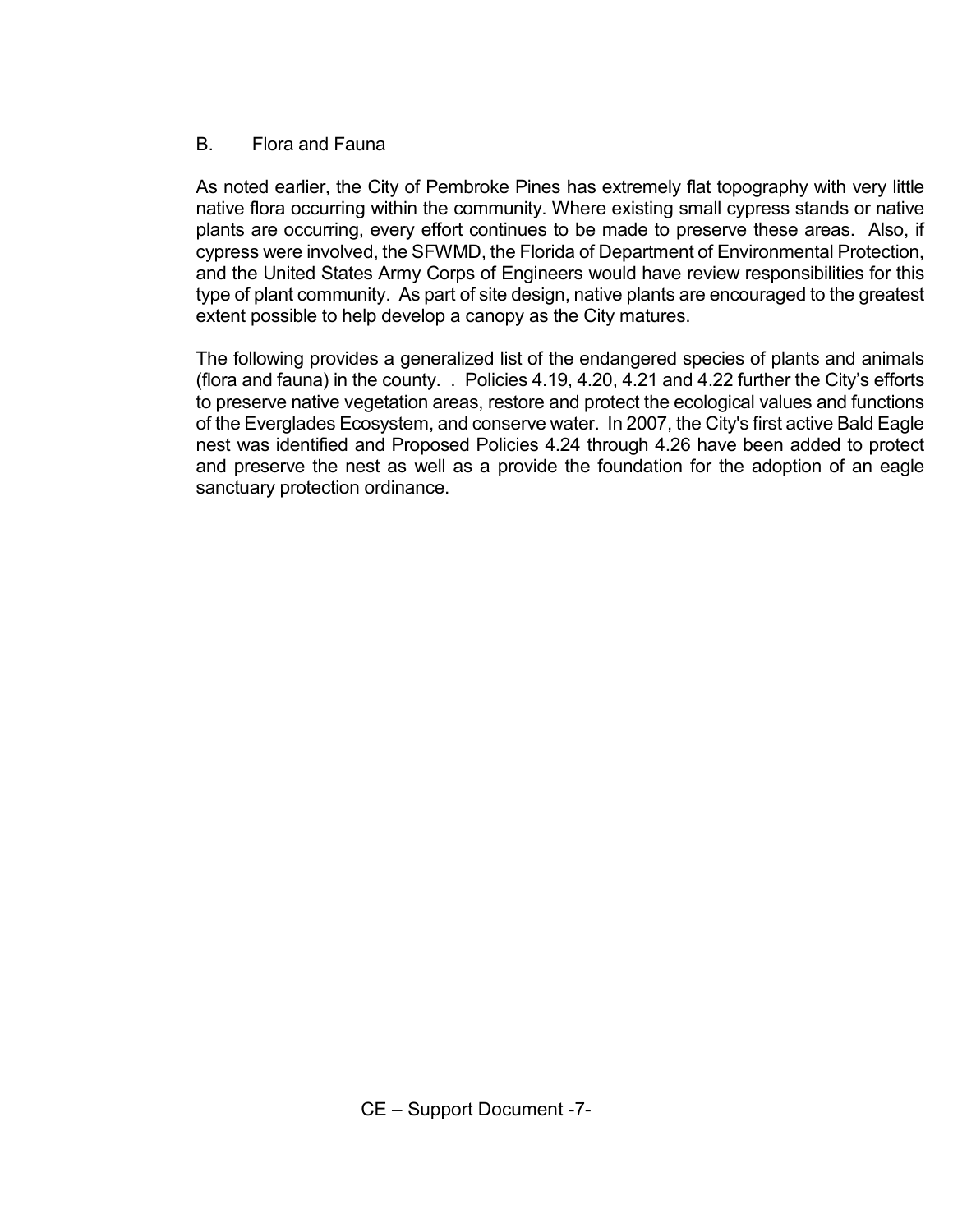## B. Flora and Fauna

As noted earlier, the City of Pembroke Pines has extremely flat topography with very little native flora occurring within the community. Where existing small cypress stands or native plants are occurring, every effort continues to be made to preserve these areas. Also, if cypress were involved, the SFWMD, the Florida of Department of Environmental Protection, and the United States Army Corps of Engineers would have review responsibilities for this type of plant community. As part of site design, native plants are encouraged to the greatest extent possible to help develop a canopy as the City matures.

The following provides a generalized list of the endangered species of plants and animals (flora and fauna) in the county. . Policies 4.19, 4.20, 4.21 and 4.22 further the City's efforts to preserve native vegetation areas, restore and protect the ecological values and functions of the Everglades Ecosystem, and conserve water. In 2007, the City's first active Bald Eagle nest was identified and Proposed Policies 4.24 through 4.26 have been added to protect and preserve the nest as well as a provide the foundation for the adoption of an eagle sanctuary protection ordinance.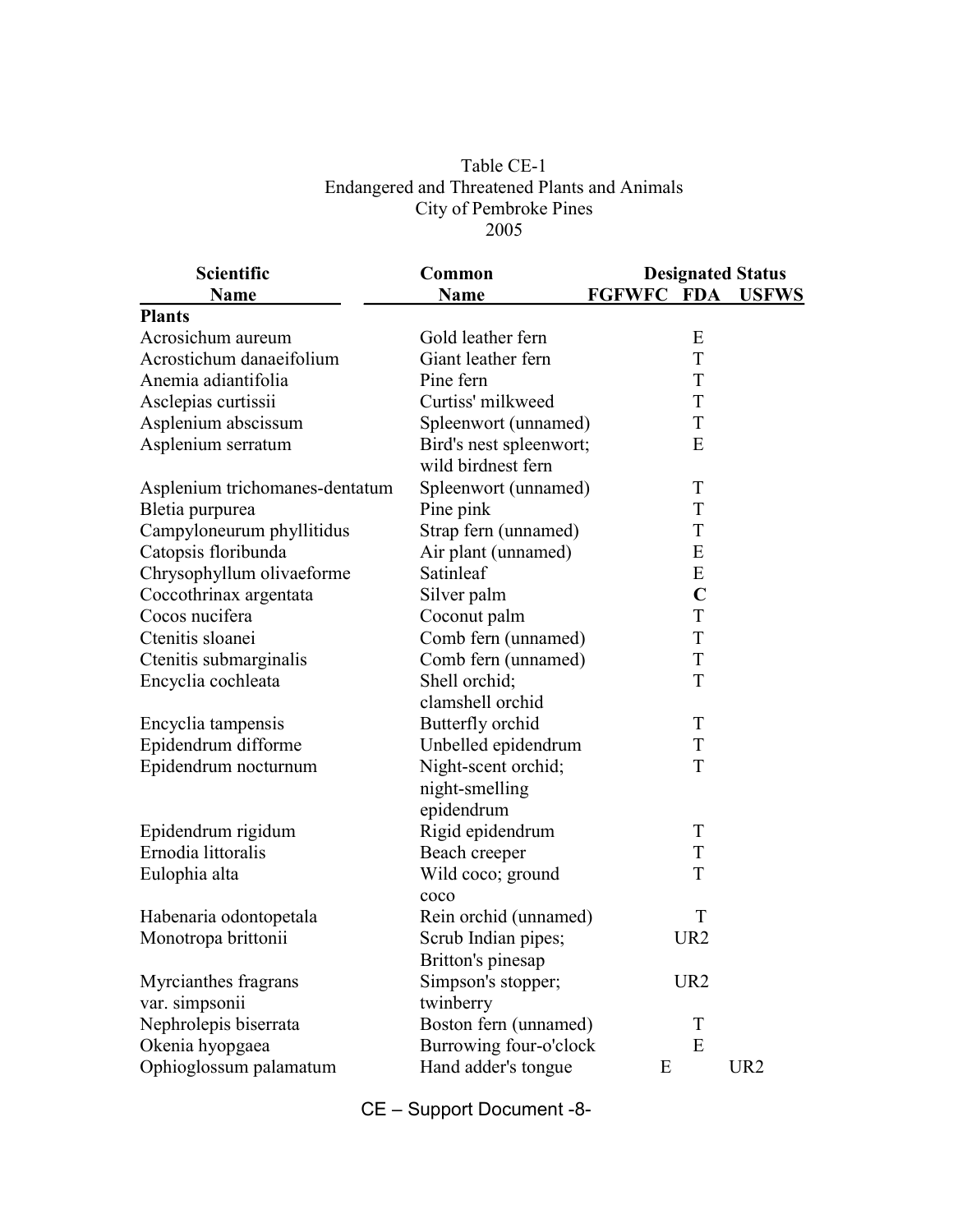Table CE-1
Endangered and Threatened Plants and Animals
City of Pembroke Pines
2005

| Scientific Name | Common Name | Designated Status FGFWFC | FDA | USFWS |
|---|---|---|---|---|
| **Plants** | | | | |
| Acrosichum aureum | Gold leather fern | | E | |
| Acrostichum danaeifolium | Giant leather fern | | T | |
| Anemia adiantifolia | Pine fern | | T | |
| Asclepias curtissii | Curtiss' milkweed | | T | |
| Asplenium abscissum | Spleenwort (unnamed) | | T | |
| Asplenium serratum | Bird's nest spleenwort; wild birdnest fern | | E | |
| Asplenium trichomanes-dentatum | Spleenwort (unnamed) | | T | |
| Bletia purpurea | Pine pink | | T | |
| Campyloneurum phyllitidus | Strap fern (unnamed) | | T | |
| Catopsis floribunda | Air plant (unnamed) | | E | |
| Chrysophyllum olivaeforme | Satinleaf | | E | |
| Coccothrinax argentata | Silver palm | | **C** | |
| Cocos nucifera | Coconut palm | | T | |
| Ctenitis sloanei | Comb fern (unnamed) | | T | |
| Ctenitis submarginalis | Comb fern (unnamed) | | T | |
| Encyclia cochleata | Shell orchid; clamshell orchid | | T | |
| Encyclia tampensis | Butterfly orchid | | T | |
| Epidendrum difforme | Unbelled epidendrum | | T | |
| Epidendrum nocturnum | Night-scent orchid; night-smelling epidendrum | | T | |
| Epidendrum rigidum | Rigid epidendrum | | T | |
| Ernodia littoralis | Beach creeper | | T | |
| Eulophia alta | Wild coco; ground coco | | T | |
| Habenaria odontopetala | Rein orchid (unnamed) | | T | |
| Monotropa brittonii | Scrub Indian pipes; Britton's pinesap | | UR2 | |
| Myrcianthes fragrans var. simpsonii | Simpson's stopper; twinberry | | UR2 | |
| Nephrolepis biserrata | Boston fern (unnamed) | | T | |
| Okenia hyopgaea | Burrowing four-o'clock | | E | |
| Ophioglossum palamatum | Hand adder's tongue | E | | UR2 |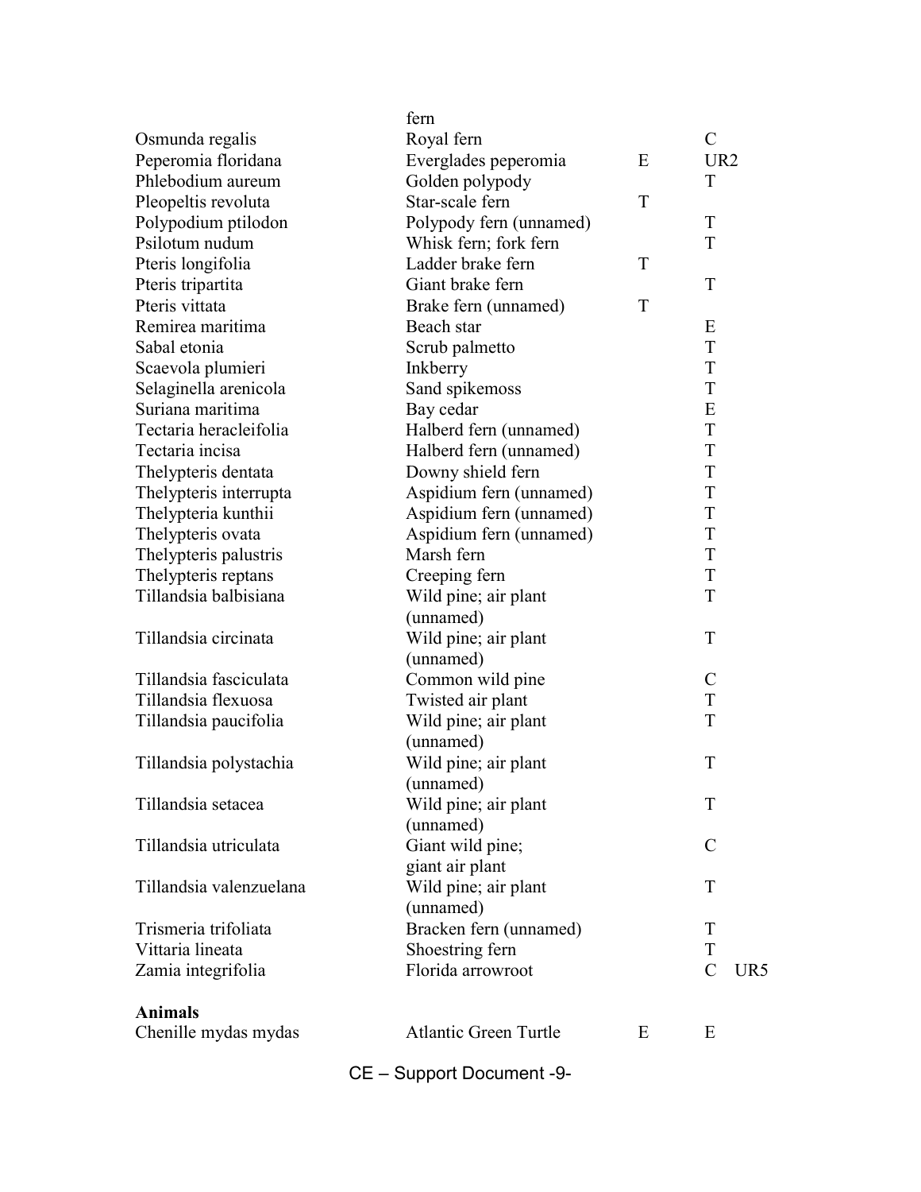| | | | |
|---|---|---|---|
| | fern | | |
| Osmunda regalis | Royal fern | | C |
| Peperomia floridana | Everglades peperomia | E | UR2 |
| Phlebodium aureum | Golden polypody | | T |
| Pleopeltis revoluta | Star-scale fern | T | |
| Polypodium ptilodon | Polypody fern (unnamed) | | T |
| Psilotum nudum | Whisk fern; fork fern | | T |
| Pteris longifolia | Ladder brake fern | T | |
| Pteris tripartita | Giant brake fern | | T |
| Pteris vittata | Brake fern (unnamed) | T | |
| Remirea maritima | Beach star | | E |
| Sabal etonia | Scrub palmetto | | T |
| Scaevola plumieri | Inkberry | | T |
| Selaginella arenicola | Sand spikemoss | | T |
| Suriana maritima | Bay cedar | | E |
| Tectaria heracleifolia | Halberd fern (unnamed) | | T |
| Tectaria incisa | Halberd fern (unnamed) | | T |
| Thelypteris dentata | Downy shield fern | | T |
| Thelypteris interrupta | Aspidium fern (unnamed) | | T |
| Thelypteria kunthii | Aspidium fern (unnamed) | | T |
| Thelypteris ovata | Aspidium fern (unnamed) | | T |
| Thelypteris palustris | Marsh fern | | T |
| Thelypteris reptans | Creeping fern | | T |
| Tillandsia balbisiana | Wild pine; air plant (unnamed) | | T |
| Tillandsia circinata | Wild pine; air plant (unnamed) | | T |
| Tillandsia fasciculata | Common wild pine | | C |
| Tillandsia flexuosa | Twisted air plant | | T |
| Tillandsia paucifolia | Wild pine; air plant (unnamed) | | T |
| Tillandsia polystachia | Wild pine; air plant (unnamed) | | T |
| Tillandsia setacea | Wild pine; air plant (unnamed) | | T |
| Tillandsia utriculata | Giant wild pine; giant air plant | | C |
| Tillandsia valenzuelana | Wild pine; air plant (unnamed) | | T |
| Trismeria trifoliata | Bracken fern (unnamed) | | T |
| Vittaria lineata | Shoestring fern | | T |
| Zamia integrifolia | Florida arrowroot | | C UR5 |
| **Animals** | | | |
| Chenille mydas mydas | Atlantic Green Turtle | E | E |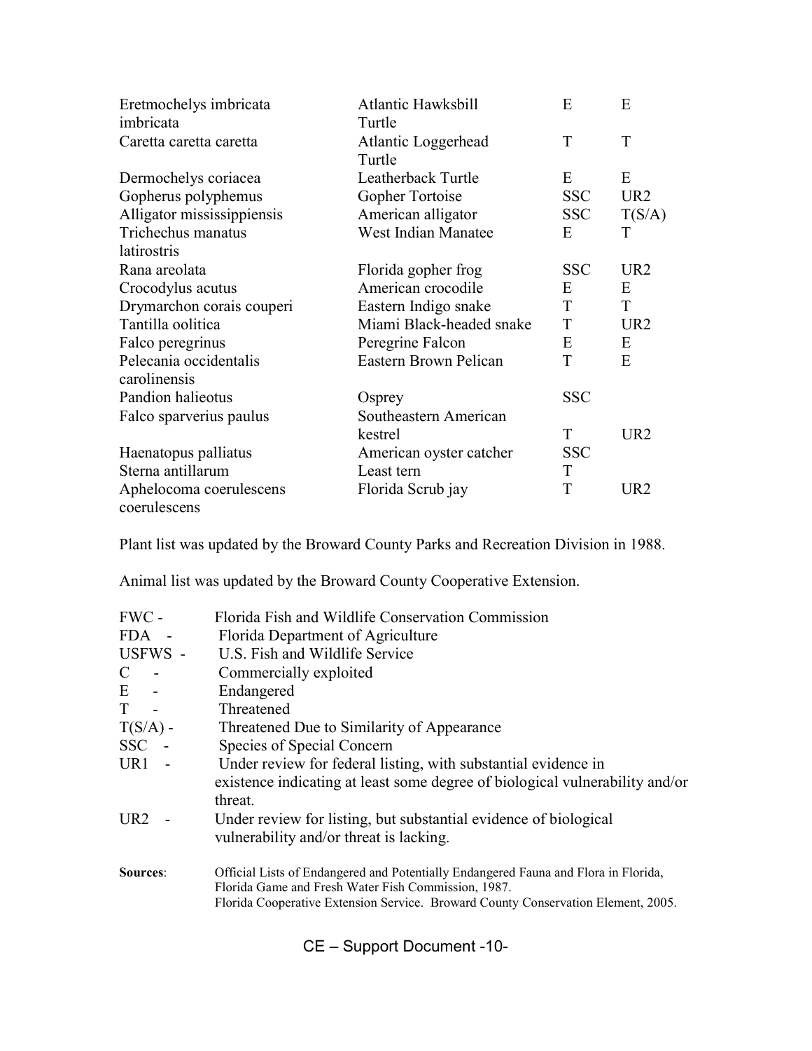| | | | |
|---|---|---|---|
| Eretmochelys imbricata imbricata | Atlantic Hawksbill Turtle | E | E |
| Caretta caretta caretta | Atlantic Loggerhead Turtle | T | T |
| Dermochelys coriacea | Leatherback Turtle | E | E |
| Gopherus polyphemus | Gopher Tortoise | SSC | UR2 |
| Alligator mississippiensis | American alligator | SSC | T(S/A) |
| Trichechus manatus latirostris | West Indian Manatee | E | T |
| Rana areolata | Florida gopher frog | SSC | UR2 |
| Crocodylus acutus | American crocodile | E | E |
| Drymarchon corais couperi | Eastern Indigo snake | T | T |
| Tantilla oolitica | Miami Black-headed snake | T | UR2 |
| Falco peregrinus | Peregrine Falcon | E | E |
| Pelecania occidentalis carolinensis | Eastern Brown Pelican | T | E |
| Pandion halieotus | Osprey | SSC | |
| Falco sparverius paulus | Southeastern American kestrel | T | UR2 |
| Haenatopus palliatus | American oyster catcher | SSC | |
| Sterna antillarum | Least tern | T | |
| Aphelocoma coerulescens coerulescens | Florida Scrub jay | T | UR2 |

Plant list was updated by the Broward County Parks and Recreation Division in 1988.

Animal list was updated by the Broward County Cooperative Extension.

FWC - Florida Fish and Wildlife Conservation Commission
FDA - Florida Department of Agriculture
USFWS - U.S. Fish and Wildlife Service
C - Commercially exploited
E - Endangered
T - Threatened
T(S/A) - Threatened Due to Similarity of Appearance
SSC - Species of Special Concern
UR1 - Under review for federal listing, with substantial evidence in existence indicating at least some degree of biological vulnerability and/or threat.
UR2 - Under review for listing, but substantial evidence of biological vulnerability and/or threat is lacking.

**Sources**: Official Lists of Endangered and Potentially Endangered Fauna and Flora in Florida, Florida Game and Fresh Water Fish Commission, 1987.
Florida Cooperative Extension Service. Broward County Conservation Element, 2005.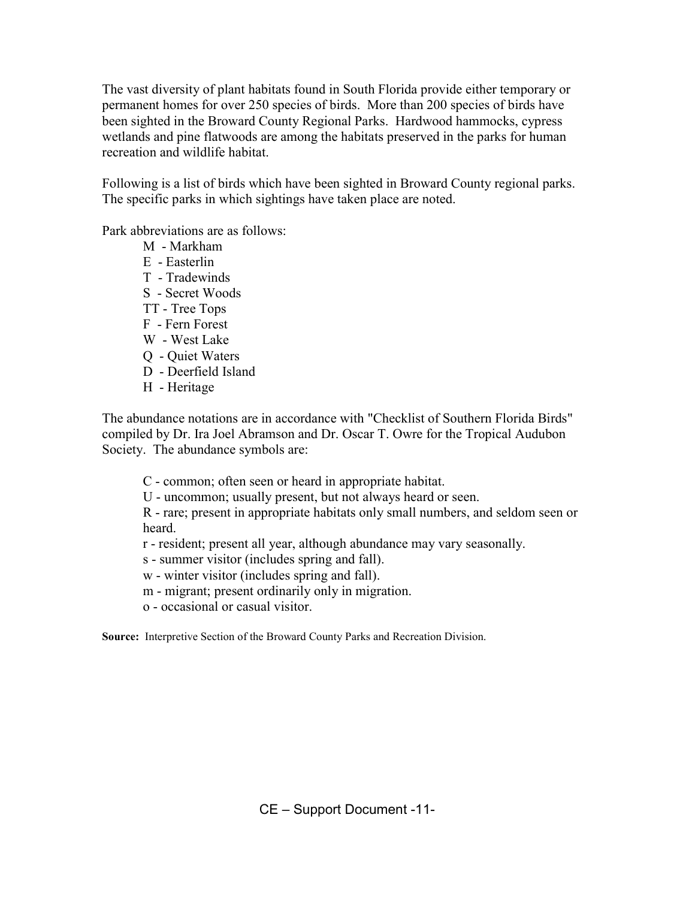The vast diversity of plant habitats found in South Florida provide either temporary or permanent homes for over 250 species of birds. More than 200 species of birds have been sighted in the Broward County Regional Parks. Hardwood hammocks, cypress wetlands and pine flatwoods are among the habitats preserved in the parks for human recreation and wildlife habitat.

Following is a list of birds which have been sighted in Broward County regional parks. The specific parks in which sightings have taken place are noted.

Park abbreviations are as follows:

- M - Markham
- E - Easterlin
- T - Tradewinds
- S - Secret Woods
- TT - Tree Tops
- F - Fern Forest
- W - West Lake
- Q - Quiet Waters
- D - Deerfield Island
- H - Heritage

The abundance notations are in accordance with "Checklist of Southern Florida Birds" compiled by Dr. Ira Joel Abramson and Dr. Oscar T. Owre for the Tropical Audubon Society. The abundance symbols are:

- C - common; often seen or heard in appropriate habitat.
- U - uncommon; usually present, but not always heard or seen.
- R - rare; present in appropriate habitats only small numbers, and seldom seen or heard.
- r - resident; present all year, although abundance may vary seasonally.
- s - summer visitor (includes spring and fall).
- w - winter visitor (includes spring and fall).
- m - migrant; present ordinarily only in migration.
- o - occasional or casual visitor.

**Source:** Interpretive Section of the Broward County Parks and Recreation Division.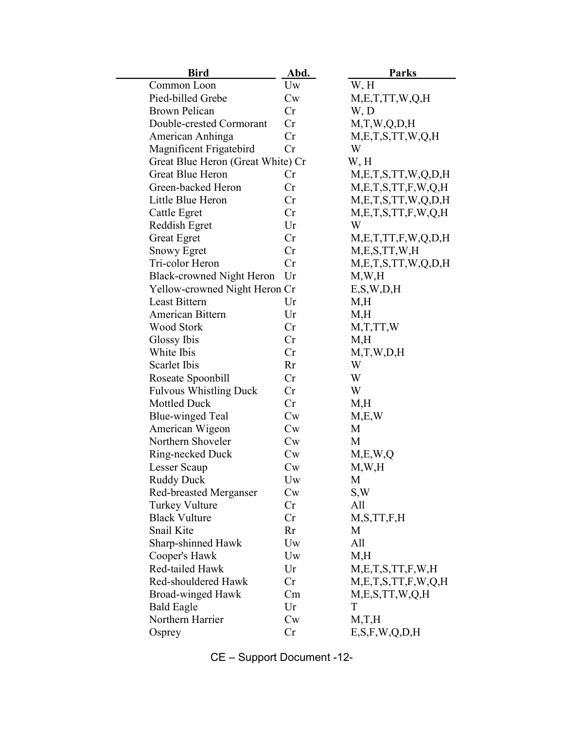| Bird | Abd. | Parks |
|---|---|---|
| Common Loon | Uw | W, H |
| Pied-billed Grebe | Cw | M,E,T,TT,W,Q,H |
| Brown Pelican | Cr | W, D |
| Double-crested Cormorant | Cr | M,T,W,Q,D,H |
| American Anhinga | Cr | M,E,T,S,TT,W,Q,H |
| Magnificent Frigatebird | Cr | W |
| Great Blue Heron (Great White) | Cr | W, H |
| Great Blue Heron | Cr | M,E,T,S,TT,W,Q,D,H |
| Green-backed Heron | Cr | M,E,T,S,TT,F,W,Q,H |
| Little Blue Heron | Cr | M,E,T,S,TT,W,Q,D,H |
| Cattle Egret | Cr | M,E,T,S,TT,F,W,Q,H |
| Reddish Egret | Ur | W |
| Great Egret | Cr | M,E,T,TT,F,W,Q,D,H |
| Snowy Egret | Cr | M,E,S,TT,W,H |
| Tri-color Heron | Cr | M,E,T,S,TT,W,Q,D,H |
| Black-crowned Night Heron | Ur | M,W,H |
| Yellow-crowned Night Heron | Cr | E,S,W,D,H |
| Least Bittern | Ur | M,H |
| American Bittern | Ur | M,H |
| Wood Stork | Cr | M,T,TT,W |
| Glossy Ibis | Cr | M,H |
| White Ibis | Cr | M,T,W,D,H |
| Scarlet Ibis | Rr | W |
| Roseate Spoonbill | Cr | W |
| Fulvous Whistling Duck | Cr | W |
| Mottled Duck | Cr | M,H |
| Blue-winged Teal | Cw | M,E,W |
| American Wigeon | Cw | M |
| Northern Shoveler | Cw | M |
| Ring-necked Duck | Cw | M,E,W,Q |
| Lesser Scaup | Cw | M,W,H |
| Ruddy Duck | Uw | M |
| Red-breasted Merganser | Cw | S,W |
| Turkey Vulture | Cr | All |
| Black Vulture | Cr | M,S,TT,F,H |
| Snail Kite | Rr | M |
| Sharp-shinned Hawk | Uw | All |
| Cooper's Hawk | Uw | M,H |
| Red-tailed Hawk | Ur | M,E,T,S,TT,F,W,H |
| Red-shouldered Hawk | Cr | M,E,T,S,TT,F,W,Q,H |
| Broad-winged Hawk | Cm | M,E,S,TT,W,Q,H |
| Bald Eagle | Ur | T |
| Northern Harrier | Cw | M,T,H |
| Osprey | Cr | E,S,F,W,Q,D,H |

CE – Support Document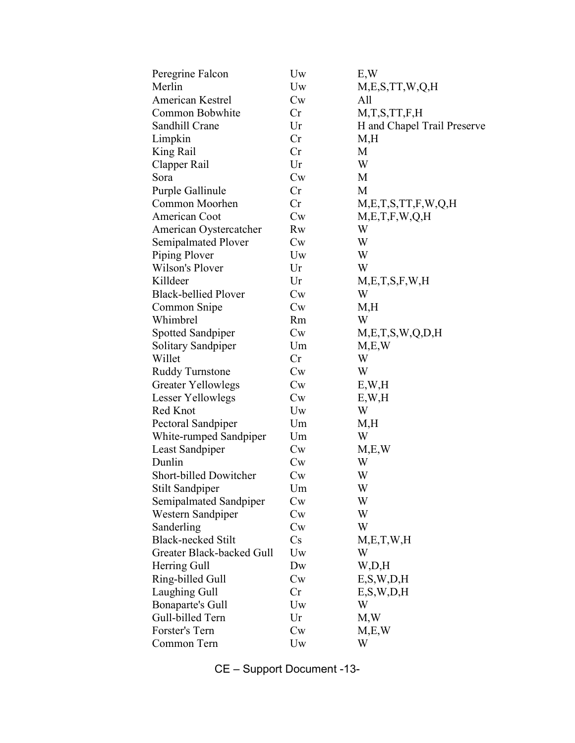| | | |
|---|---|---|
| Peregrine Falcon | Uw | E,W |
| Merlin | Uw | M,E,S,TT,W,Q,H |
| American Kestrel | Cw | All |
| Common Bobwhite | Cr | M,T,S,TT,F,H |
| Sandhill Crane | Ur | H and Chapel Trail Preserve |
| Limpkin | Cr | M,H |
| King Rail | Cr | M |
| Clapper Rail | Ur | W |
| Sora | Cw | M |
| Purple Gallinule | Cr | M |
| Common Moorhen | Cr | M,E,T,S,TT,F,W,Q,H |
| American Coot | Cw | M,E,T,F,W,Q,H |
| American Oystercatcher | Rw | W |
| Semipalmated Plover | Cw | W |
| Piping Plover | Uw | W |
| Wilson's Plover | Ur | W |
| Killdeer | Ur | M,E,T,S,F,W,H |
| Black-bellied Plover | Cw | W |
| Common Snipe | Cw | M,H |
| Whimbrel | Rm | W |
| Spotted Sandpiper | Cw | M,E,T,S,W,Q,D,H |
| Solitary Sandpiper | Um | M,E,W |
| Willet | Cr | W |
| Ruddy Turnstone | Cw | W |
| Greater Yellowlegs | Cw | E,W,H |
| Lesser Yellowlegs | Cw | E,W,H |
| Red Knot | Uw | W |
| Pectoral Sandpiper | Um | M,H |
| White-rumped Sandpiper | Um | W |
| Least Sandpiper | Cw | M,E,W |
| Dunlin | Cw | W |
| Short-billed Dowitcher | Cw | W |
| Stilt Sandpiper | Um | W |
| Semipalmated Sandpiper | Cw | W |
| Western Sandpiper | Cw | W |
| Sanderling | Cw | W |
| Black-necked Stilt | Cs | M,E,T,W,H |
| Greater Black-backed Gull | Uw | W |
| Herring Gull | Dw | W,D,H |
| Ring-billed Gull | Cw | E,S,W,D,H |
| Laughing Gull | Cr | E,S,W,D,H |
| Bonaparte's Gull | Uw | W |
| Gull-billed Tern | Ur | M,W |
| Forster's Tern | Cw | M,E,W |
| Common Tern | Uw | W |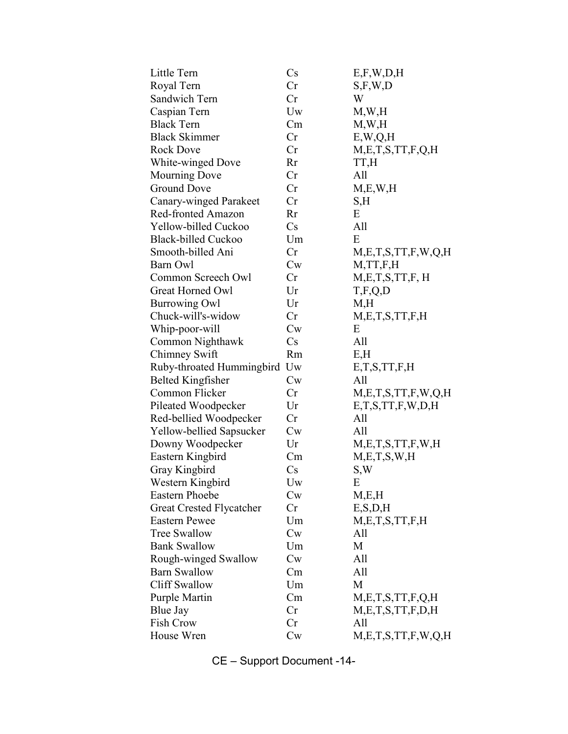| | | |
|---|---|---|
| Little Tern | Cs | E,F,W,D,H |
| Royal Tern | Cr | S,F,W,D |
| Sandwich Tern | Cr | W |
| Caspian Tern | Uw | M,W,H |
| Black Tern | Cm | M,W,H |
| Black Skimmer | Cr | E,W,Q,H |
| Rock Dove | Cr | M,E,T,S,TT,F,Q,H |
| White-winged Dove | Rr | TT,H |
| Mourning Dove | Cr | All |
| Ground Dove | Cr | M,E,W,H |
| Canary-winged Parakeet | Cr | S,H |
| Red-fronted Amazon | Rr | E |
| Yellow-billed Cuckoo | Cs | All |
| Black-billed Cuckoo | Um | E |
| Smooth-billed Ani | Cr | M,E,T,S,TT,F,W,Q,H |
| Barn Owl | Cw | M,TT,F,H |
| Common Screech Owl | Cr | M,E,T,S,TT,F, H |
| Great Horned Owl | Ur | T,F,Q,D |
| Burrowing Owl | Ur | M,H |
| Chuck-will's-widow | Cr | M,E,T,S,TT,F,H |
| Whip-poor-will | Cw | E |
| Common Nighthawk | Cs | All |
| Chimney Swift | Rm | E,H |
| Ruby-throated Hummingbird | Uw | E,T,S,TT,F,H |
| Belted Kingfisher | Cw | All |
| Common Flicker | Cr | M,E,T,S,TT,F,W,Q,H |
| Pileated Woodpecker | Ur | E,T,S,TT,F,W,D,H |
| Red-bellied Woodpecker | Cr | All |
| Yellow-bellied Sapsucker | Cw | All |
| Downy Woodpecker | Ur | M,E,T,S,TT,F,W,H |
| Eastern Kingbird | Cm | M,E,T,S,W,H |
| Gray Kingbird | Cs | S,W |
| Western Kingbird | Uw | E |
| Eastern Phoebe | Cw | M,E,H |
| Great Crested Flycatcher | Cr | E,S,D,H |
| Eastern Pewee | Um | M,E,T,S,TT,F,H |
| Tree Swallow | Cw | All |
| Bank Swallow | Um | M |
| Rough-winged Swallow | Cw | All |
| Barn Swallow | Cm | All |
| Cliff Swallow | Um | M |
| Purple Martin | Cm | M,E,T,S,TT,F,Q,H |
| Blue Jay | Cr | M,E,T,S,TT,F,D,H |
| Fish Crow | Cr | All |
| House Wren | Cw | M,E,T,S,TT,F,W,Q,H |

CE – Support Document -14-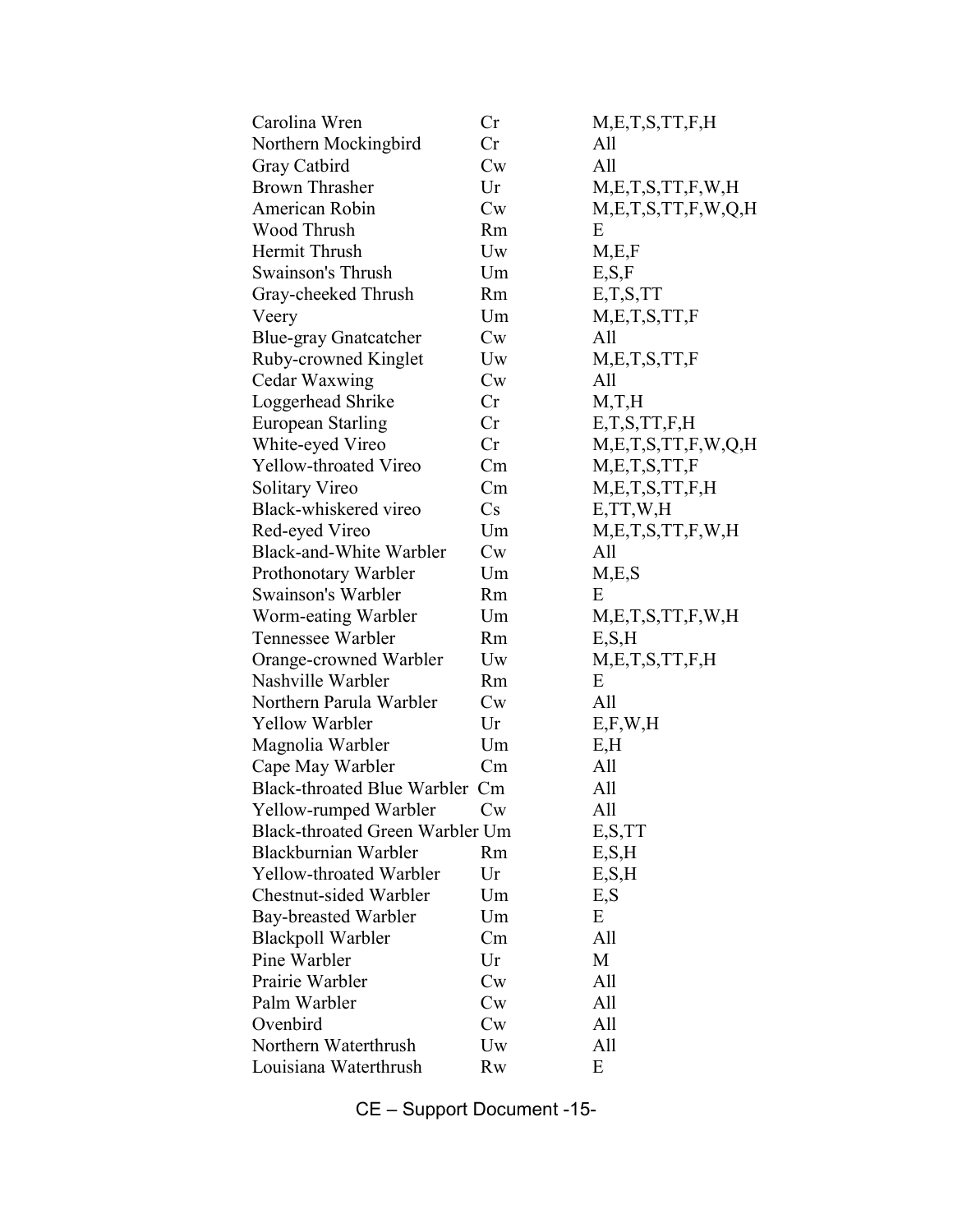| | | |
|---|---|---|
| Carolina Wren | Cr | M,E,T,S,TT,F,H |
| Northern Mockingbird | Cr | All |
| Gray Catbird | Cw | All |
| Brown Thrasher | Ur | M,E,T,S,TT,F,W,H |
| American Robin | Cw | M,E,T,S,TT,F,W,Q,H |
| Wood Thrush | Rm | E |
| Hermit Thrush | Uw | M,E,F |
| Swainson's Thrush | Um | E,S,F |
| Gray-cheeked Thrush | Rm | E,T,S,TT |
| Veery | Um | M,E,T,S,TT,F |
| Blue-gray Gnatcatcher | Cw | All |
| Ruby-crowned Kinglet | Uw | M,E,T,S,TT,F |
| Cedar Waxwing | Cw | All |
| Loggerhead Shrike | Cr | M,T,H |
| European Starling | Cr | E,T,S,TT,F,H |
| White-eyed Vireo | Cr | M,E,T,S,TT,F,W,Q,H |
| Yellow-throated Vireo | Cm | M,E,T,S,TT,F |
| Solitary Vireo | Cm | M,E,T,S,TT,F,H |
| Black-whiskered vireo | Cs | E,TT,W,H |
| Red-eyed Vireo | Um | M,E,T,S,TT,F,W,H |
| Black-and-White Warbler | Cw | All |
| Prothonotary Warbler | Um | M,E,S |
| Swainson's Warbler | Rm | E |
| Worm-eating Warbler | Um | M,E,T,S,TT,F,W,H |
| Tennessee Warbler | Rm | E,S,H |
| Orange-crowned Warbler | Uw | M,E,T,S,TT,F,H |
| Nashville Warbler | Rm | E |
| Northern Parula Warbler | Cw | All |
| Yellow Warbler | Ur | E,F,W,H |
| Magnolia Warbler | Um | E,H |
| Cape May Warbler | Cm | All |
| Black-throated Blue Warbler | Cm | All |
| Yellow-rumped Warbler | Cw | All |
| Black-throated Green Warbler | Um | E,S,TT |
| Blackburnian Warbler | Rm | E,S,H |
| Yellow-throated Warbler | Ur | E,S,H |
| Chestnut-sided Warbler | Um | E,S |
| Bay-breasted Warbler | Um | E |
| Blackpoll Warbler | Cm | All |
| Pine Warbler | Ur | M |
| Prairie Warbler | Cw | All |
| Palm Warbler | Cw | All |
| Ovenbird | Cw | All |
| Northern Waterthrush | Uw | All |
| Louisiana Waterthrush | Rw | E |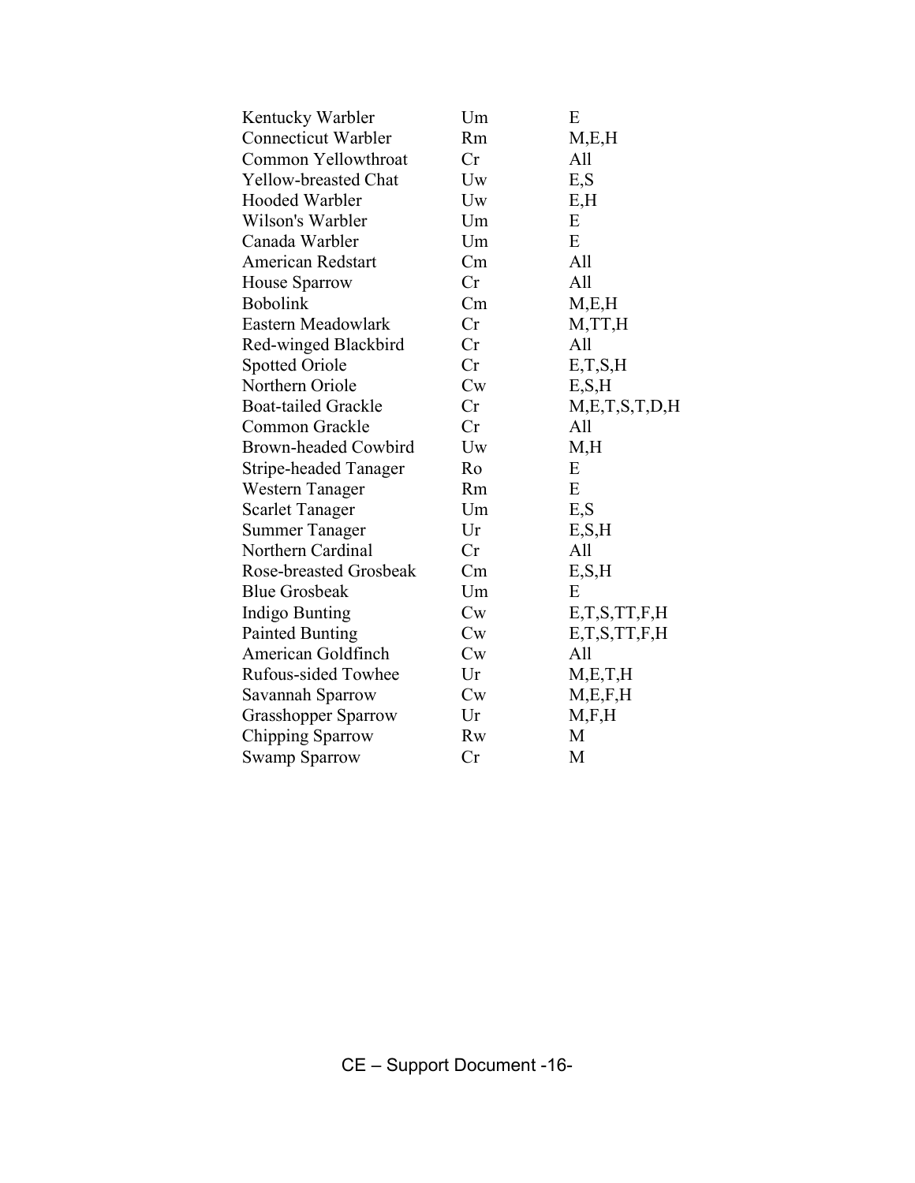| | | |
|---|---|---|
| Kentucky Warbler | Um | E |
| Connecticut Warbler | Rm | M,E,H |
| Common Yellowthroat | Cr | All |
| Yellow-breasted Chat | Uw | E,S |
| Hooded Warbler | Uw | E,H |
| Wilson's Warbler | Um | E |
| Canada Warbler | Um | E |
| American Redstart | Cm | All |
| House Sparrow | Cr | All |
| Bobolink | Cm | M,E,H |
| Eastern Meadowlark | Cr | M,TT,H |
| Red-winged Blackbird | Cr | All |
| Spotted Oriole | Cr | E,T,S,H |
| Northern Oriole | Cw | E,S,H |
| Boat-tailed Grackle | Cr | M,E,T,S,T,D,H |
| Common Grackle | Cr | All |
| Brown-headed Cowbird | Uw | M,H |
| Stripe-headed Tanager | Ro | E |
| Western Tanager | Rm | E |
| Scarlet Tanager | Um | E,S |
| Summer Tanager | Ur | E,S,H |
| Northern Cardinal | Cr | All |
| Rose-breasted Grosbeak | Cm | E,S,H |
| Blue Grosbeak | Um | E |
| Indigo Bunting | Cw | E,T,S,TT,F,H |
| Painted Bunting | Cw | E,T,S,TT,F,H |
| American Goldfinch | Cw | All |
| Rufous-sided Towhee | Ur | M,E,T,H |
| Savannah Sparrow | Cw | M,E,F,H |
| Grasshopper Sparrow | Ur | M,F,H |
| Chipping Sparrow | Rw | M |
| Swamp Sparrow | Cr | M |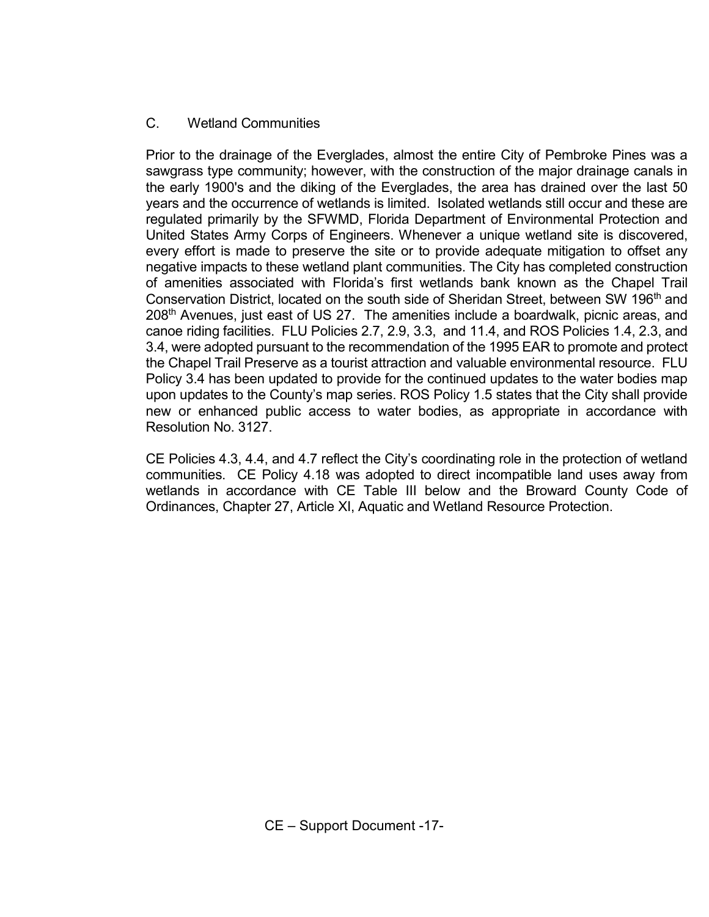### C. Wetland Communities

Prior to the drainage of the Everglades, almost the entire City of Pembroke Pines was a sawgrass type community; however, with the construction of the major drainage canals in the early 1900's and the diking of the Everglades, the area has drained over the last 50 years and the occurrence of wetlands is limited. Isolated wetlands still occur and these are regulated primarily by the SFWMD, Florida Department of Environmental Protection and United States Army Corps of Engineers. Whenever a unique wetland site is discovered, every effort is made to preserve the site or to provide adequate mitigation to offset any negative impacts to these wetland plant communities. The City has completed construction of amenities associated with Florida's first wetlands bank known as the Chapel Trail Conservation District, located on the south side of Sheridan Street, between SW 196th and 208th Avenues, just east of US 27. The amenities include a boardwalk, picnic areas, and canoe riding facilities. FLU Policies 2.7, 2.9, 3.3, and 11.4, and ROS Policies 1.4, 2.3, and 3.4, were adopted pursuant to the recommendation of the 1995 EAR to promote and protect the Chapel Trail Preserve as a tourist attraction and valuable environmental resource. FLU Policy 3.4 has been updated to provide for the continued updates to the water bodies map upon updates to the County's map series. ROS Policy 1.5 states that the City shall provide new or enhanced public access to water bodies, as appropriate in accordance with Resolution No. 3127.

CE Policies 4.3, 4.4, and 4.7 reflect the City's coordinating role in the protection of wetland communities. CE Policy 4.18 was adopted to direct incompatible land uses away from wetlands in accordance with CE Table III below and the Broward County Code of Ordinances, Chapter 27, Article XI, Aquatic and Wetland Resource Protection.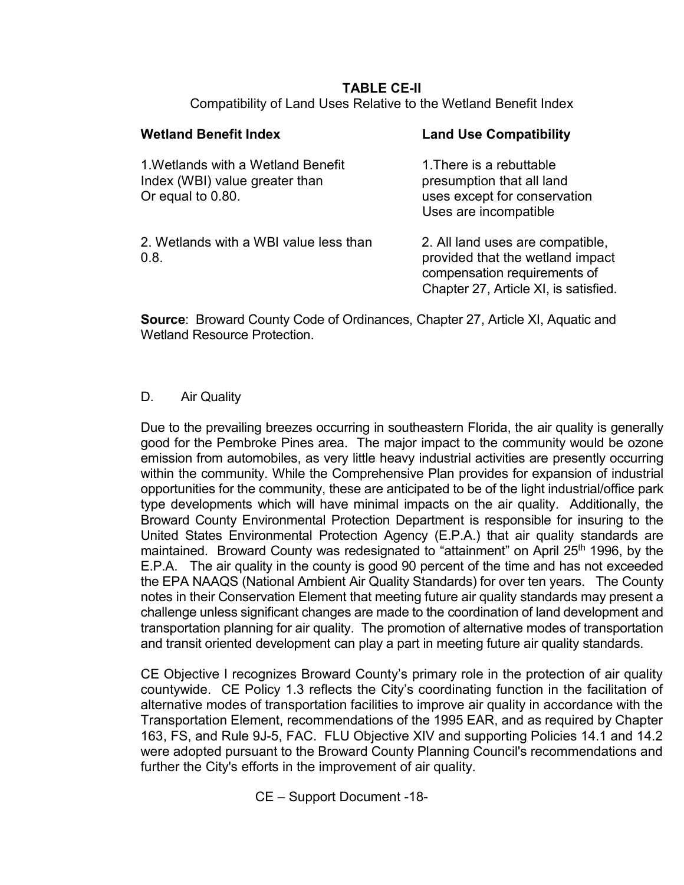**TABLE CE-II**

Compatibility of Land Uses Relative to the Wetland Benefit Index

| **Wetland Benefit Index** | **Land Use Compatibility** |
| --- | --- |
| 1.Wetlands with a Wetland Benefit Index (WBI) value greater than Or equal to 0.80. | 1.There is a rebuttable presumption that all land uses except for conservation Uses are incompatible |
| 2. Wetlands with a WBI value less than 0.8. | 2. All land uses are compatible, provided that the wetland impact compensation requirements of Chapter 27, Article XI, is satisfied. |

**Source**: Broward County Code of Ordinances, Chapter 27, Article XI, Aquatic and Wetland Resource Protection.

D. Air Quality

Due to the prevailing breezes occurring in southeastern Florida, the air quality is generally good for the Pembroke Pines area. The major impact to the community would be ozone emission from automobiles, as very little heavy industrial activities are presently occurring within the community. While the Comprehensive Plan provides for expansion of industrial opportunities for the community, these are anticipated to be of the light industrial/office park type developments which will have minimal impacts on the air quality. Additionally, the Broward County Environmental Protection Department is responsible for insuring to the United States Environmental Protection Agency (E.P.A.) that air quality standards are maintained. Broward County was redesignated to "attainment" on April 25th 1996, by the E.P.A. The air quality in the county is good 90 percent of the time and has not exceeded the EPA NAAQS (National Ambient Air Quality Standards) for over ten years. The County notes in their Conservation Element that meeting future air quality standards may present a challenge unless significant changes are made to the coordination of land development and transportation planning for air quality. The promotion of alternative modes of transportation and transit oriented development can play a part in meeting future air quality standards.

CE Objective I recognizes Broward County's primary role in the protection of air quality countywide. CE Policy 1.3 reflects the City's coordinating function in the facilitation of alternative modes of transportation facilities to improve air quality in accordance with the Transportation Element, recommendations of the 1995 EAR, and as required by Chapter 163, FS, and Rule 9J-5, FAC. FLU Objective XIV and supporting Policies 14.1 and 14.2 were adopted pursuant to the Broward County Planning Council's recommendations and further the City's efforts in the improvement of air quality.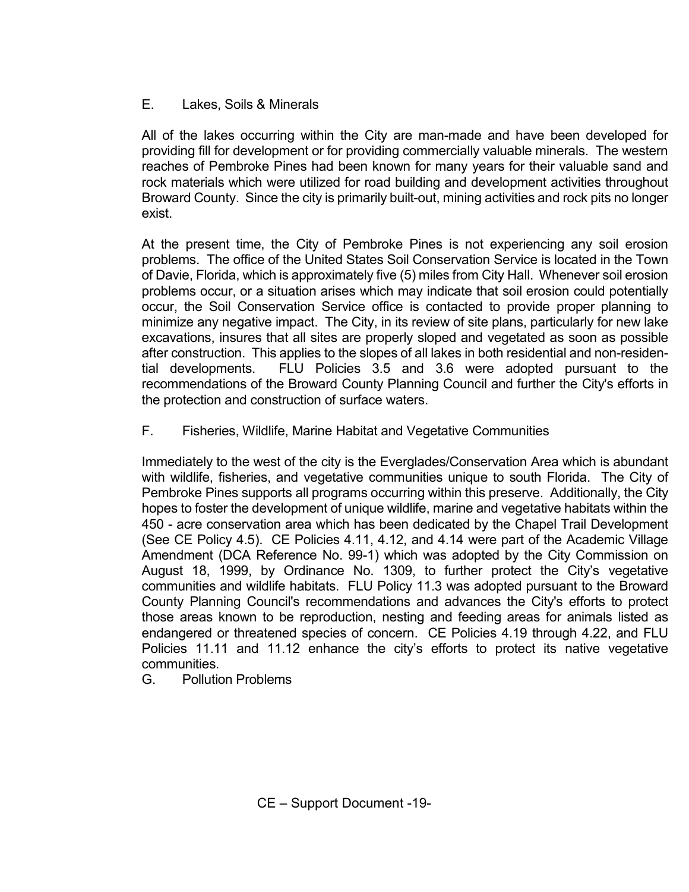## E. Lakes, Soils & Minerals

All of the lakes occurring within the City are man-made and have been developed for providing fill for development or for providing commercially valuable minerals. The western reaches of Pembroke Pines had been known for many years for their valuable sand and rock materials which were utilized for road building and development activities throughout Broward County. Since the city is primarily built-out, mining activities and rock pits no longer exist.

At the present time, the City of Pembroke Pines is not experiencing any soil erosion problems. The office of the United States Soil Conservation Service is located in the Town of Davie, Florida, which is approximately five (5) miles from City Hall. Whenever soil erosion problems occur, or a situation arises which may indicate that soil erosion could potentially occur, the Soil Conservation Service office is contacted to provide proper planning to minimize any negative impact. The City, in its review of site plans, particularly for new lake excavations, insures that all sites are properly sloped and vegetated as soon as possible after construction. This applies to the slopes of all lakes in both residential and non-residential developments. FLU Policies 3.5 and 3.6 were adopted pursuant to the recommendations of the Broward County Planning Council and further the City's efforts in the protection and construction of surface waters.

## F. Fisheries, Wildlife, Marine Habitat and Vegetative Communities

Immediately to the west of the city is the Everglades/Conservation Area which is abundant with wildlife, fisheries, and vegetative communities unique to south Florida. The City of Pembroke Pines supports all programs occurring within this preserve. Additionally, the City hopes to foster the development of unique wildlife, marine and vegetative habitats within the 450 - acre conservation area which has been dedicated by the Chapel Trail Development (See CE Policy 4.5). CE Policies 4.11, 4.12, and 4.14 were part of the Academic Village Amendment (DCA Reference No. 99-1) which was adopted by the City Commission on August 18, 1999, by Ordinance No. 1309, to further protect the City's vegetative communities and wildlife habitats. FLU Policy 11.3 was adopted pursuant to the Broward County Planning Council's recommendations and advances the City's efforts to protect those areas known to be reproduction, nesting and feeding areas for animals listed as endangered or threatened species of concern. CE Policies 4.19 through 4.22, and FLU Policies 11.11 and 11.12 enhance the city's efforts to protect its native vegetative communities.

## G. Pollution Problems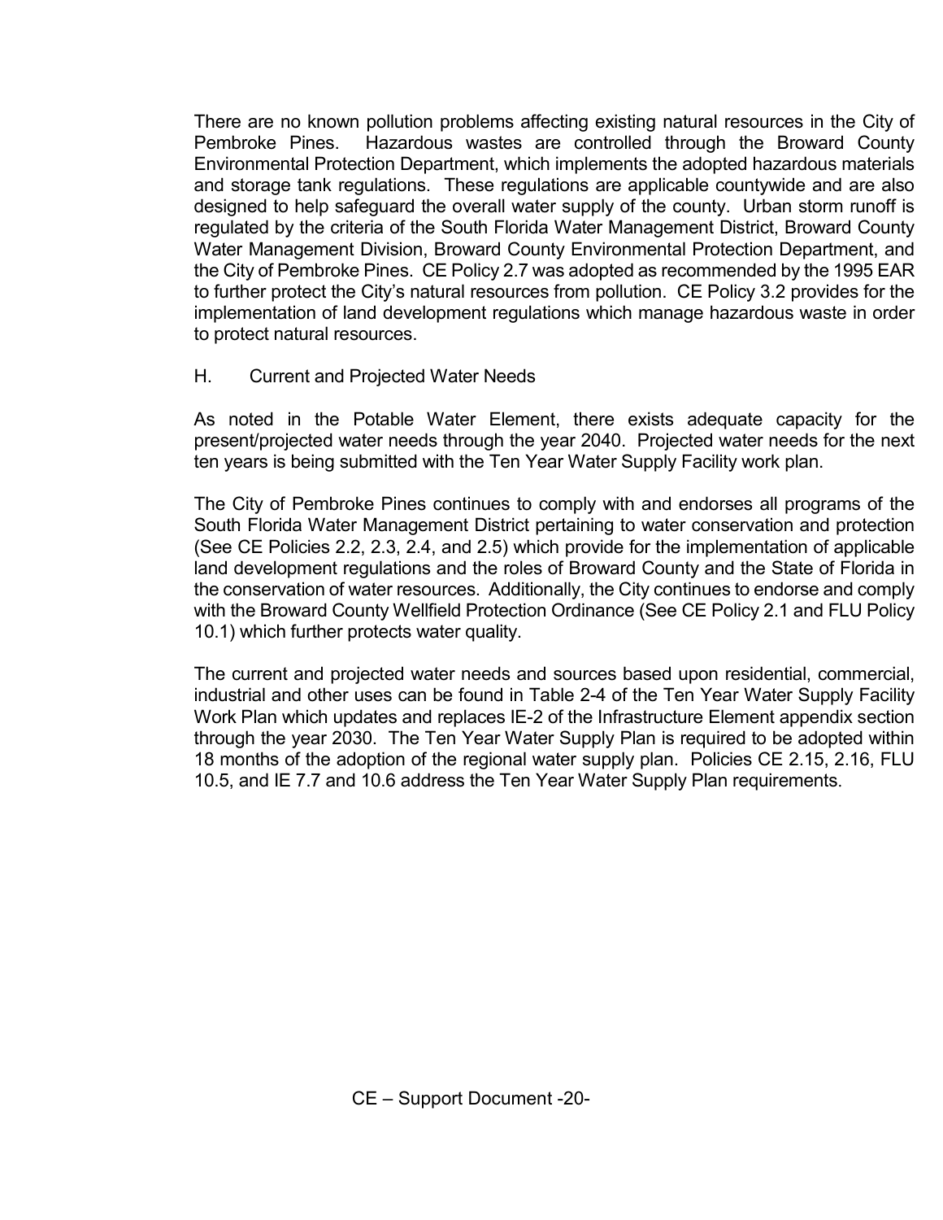There are no known pollution problems affecting existing natural resources in the City of Pembroke Pines. Hazardous wastes are controlled through the Broward County Environmental Protection Department, which implements the adopted hazardous materials and storage tank regulations. These regulations are applicable countywide and are also designed to help safeguard the overall water supply of the county. Urban storm runoff is regulated by the criteria of the South Florida Water Management District, Broward County Water Management Division, Broward County Environmental Protection Department, and the City of Pembroke Pines. CE Policy 2.7 was adopted as recommended by the 1995 EAR to further protect the City's natural resources from pollution. CE Policy 3.2 provides for the implementation of land development regulations which manage hazardous waste in order to protect natural resources.

## H. Current and Projected Water Needs

As noted in the Potable Water Element, there exists adequate capacity for the present/projected water needs through the year 2040. Projected water needs for the next ten years is being submitted with the Ten Year Water Supply Facility work plan.

The City of Pembroke Pines continues to comply with and endorses all programs of the South Florida Water Management District pertaining to water conservation and protection (See CE Policies 2.2, 2.3, 2.4, and 2.5) which provide for the implementation of applicable land development regulations and the roles of Broward County and the State of Florida in the conservation of water resources. Additionally, the City continues to endorse and comply with the Broward County Wellfield Protection Ordinance (See CE Policy 2.1 and FLU Policy 10.1) which further protects water quality.

The current and projected water needs and sources based upon residential, commercial, industrial and other uses can be found in Table 2-4 of the Ten Year Water Supply Facility Work Plan which updates and replaces IE-2 of the Infrastructure Element appendix section through the year 2030. The Ten Year Water Supply Plan is required to be adopted within 18 months of the adoption of the regional water supply plan. Policies CE 2.15, 2.16, FLU 10.5, and IE 7.7 and 10.6 address the Ten Year Water Supply Plan requirements.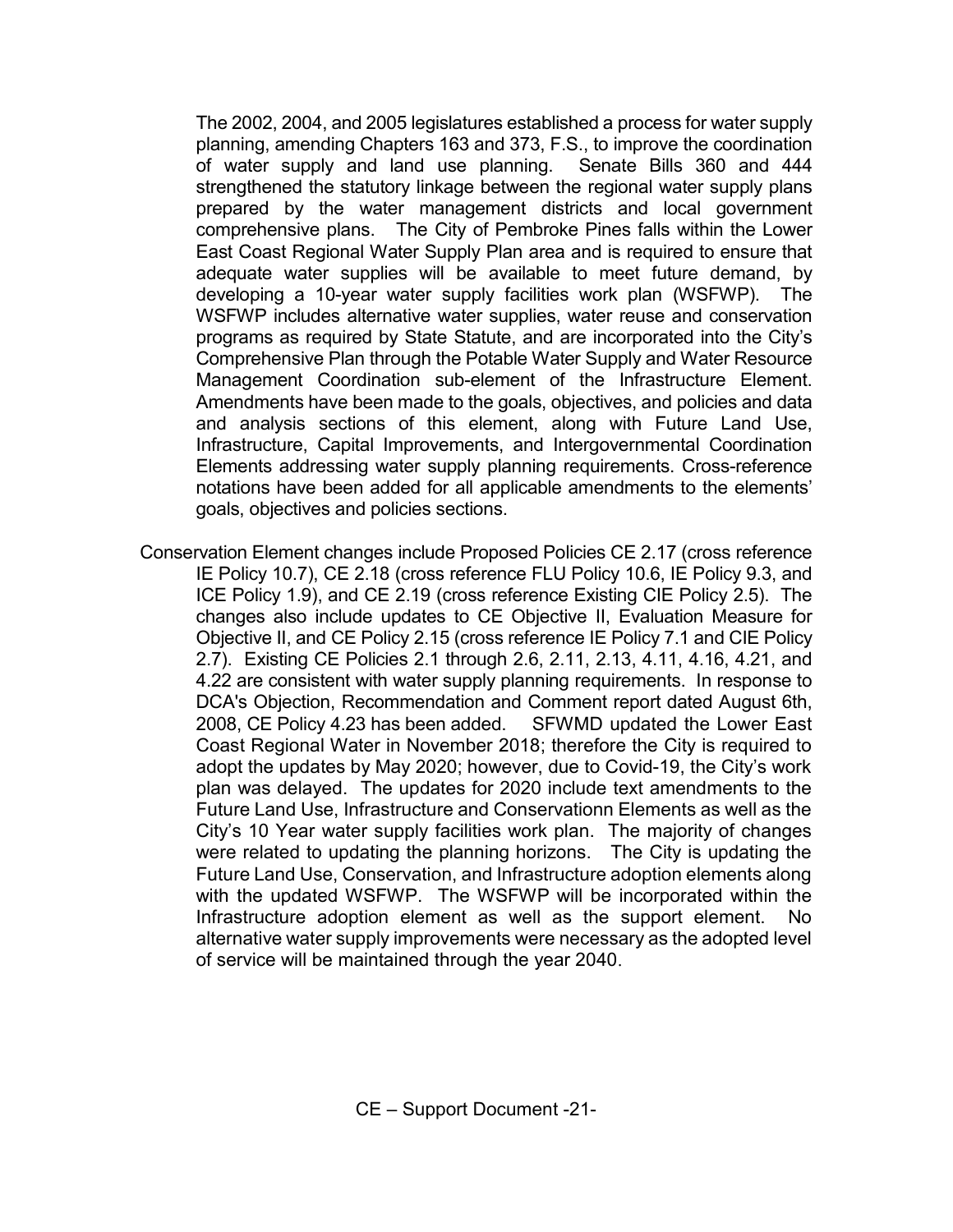The 2002, 2004, and 2005 legislatures established a process for water supply planning, amending Chapters 163 and 373, F.S., to improve the coordination of water supply and land use planning. Senate Bills 360 and 444 strengthened the statutory linkage between the regional water supply plans prepared by the water management districts and local government comprehensive plans. The City of Pembroke Pines falls within the Lower East Coast Regional Water Supply Plan area and is required to ensure that adequate water supplies will be available to meet future demand, by developing a 10-year water supply facilities work plan (WSFWP). The WSFWP includes alternative water supplies, water reuse and conservation programs as required by State Statute, and are incorporated into the City's Comprehensive Plan through the Potable Water Supply and Water Resource Management Coordination sub-element of the Infrastructure Element. Amendments have been made to the goals, objectives, and policies and data and analysis sections of this element, along with Future Land Use, Infrastructure, Capital Improvements, and Intergovernmental Coordination Elements addressing water supply planning requirements. Cross-reference notations have been added for all applicable amendments to the elements' goals, objectives and policies sections.

Conservation Element changes include Proposed Policies CE 2.17 (cross reference IE Policy 10.7), CE 2.18 (cross reference FLU Policy 10.6, IE Policy 9.3, and ICE Policy 1.9), and CE 2.19 (cross reference Existing CIE Policy 2.5). The changes also include updates to CE Objective II, Evaluation Measure for Objective II, and CE Policy 2.15 (cross reference IE Policy 7.1 and CIE Policy 2.7). Existing CE Policies 2.1 through 2.6, 2.11, 2.13, 4.11, 4.16, 4.21, and 4.22 are consistent with water supply planning requirements. In response to DCA's Objection, Recommendation and Comment report dated August 6th, 2008, CE Policy 4.23 has been added. SFWMD updated the Lower East Coast Regional Water in November 2018; therefore the City is required to adopt the updates by May 2020; however, due to Covid-19, the City's work plan was delayed. The updates for 2020 include text amendments to the Future Land Use, Infrastructure and Conservationn Elements as well as the City's 10 Year water supply facilities work plan. The majority of changes were related to updating the planning horizons. The City is updating the Future Land Use, Conservation, and Infrastructure adoption elements along with the updated WSFWP. The WSFWP will be incorporated within the Infrastructure adoption element as well as the support element. No alternative water supply improvements were necessary as the adopted level of service will be maintained through the year 2040.